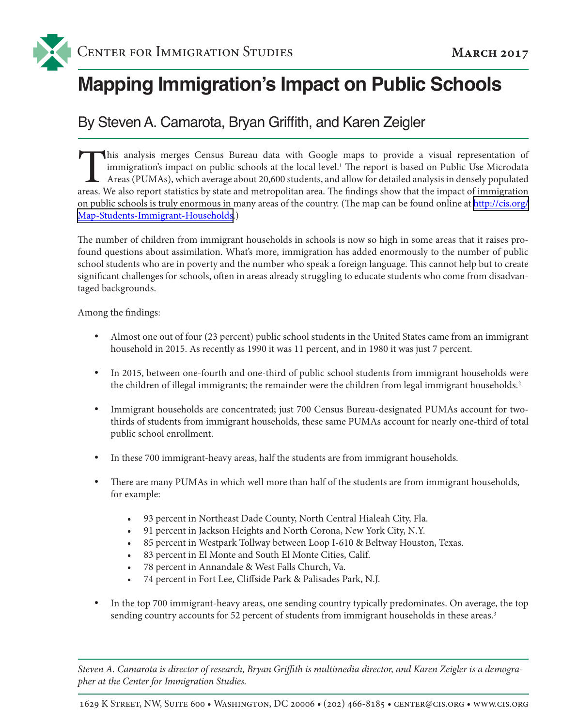Center for Immigration Studies — March 2017

# Mapping Immigration's Impact on Public Schools

## By Steven A. Camarota, Bryan Griffith, and Karen Zeigler

This analysis merges Census Bureau data with Google maps to provide a visual representation of immigration's impact on public schools at the local level.[1] The report is based on Public Use Microdata Areas (PUMAs), which average about 20,600 students, and allow for detailed analysis in densely populated areas. We also report statistics by state and metropolitan area. The findings show that the impact of immigration on public schools is truly enormous in many areas of the country. (The map can be found online at [http://cis.org/Map-Students-Immigrant-Households](http://cis.org/Map-Students-Immigrant-Households).)

The number of children from immigrant households in schools is now so high in some areas that it raises profound questions about assimilation. What's more, immigration has added enormously to the number of public school students who are in poverty and the number who speak a foreign language. This cannot help but to create significant challenges for schools, often in areas already struggling to educate students who come from disadvantaged backgrounds.

Among the findings:

- Almost one out of four (23 percent) public school students in the United States came from an immigrant household in 2015. As recently as 1990 it was 11 percent, and in 1980 it was just 7 percent.
- In 2015, between one-fourth and one-third of public school students from immigrant households were the children of illegal immigrants; the remainder were the children from legal immigrant households.[2]
- Immigrant households are concentrated; just 700 Census Bureau-designated PUMAs account for two-thirds of students from immigrant households, these same PUMAs account for nearly one-third of total public school enrollment.
- In these 700 immigrant-heavy areas, half the students are from immigrant households.
- There are many PUMAs in which well more than half of the students are from immigrant households, for example:
  - 93 percent in Northeast Dade County, North Central Hialeah City, Fla.
  - 91 percent in Jackson Heights and North Corona, New York City, N.Y.
  - 85 percent in Westpark Tollway between Loop I-610 & Beltway Houston, Texas.
  - 83 percent in El Monte and South El Monte Cities, Calif.
  - 78 percent in Annandale & West Falls Church, Va.
  - 74 percent in Fort Lee, Cliffside Park & Palisades Park, N.J.
- In the top 700 immigrant-heavy areas, one sending country typically predominates. On average, the top sending country accounts for 52 percent of students from immigrant households in these areas.[3]

*Steven A. Camarota is director of research, Bryan Griffith is multimedia director, and Karen Zeigler is a demographer at the Center for Immigration Studies.*

1629 K Street, NW, Suite 600 • Washington, DC 20006 • (202) 466-8185 • center@cis.org • www.cis.org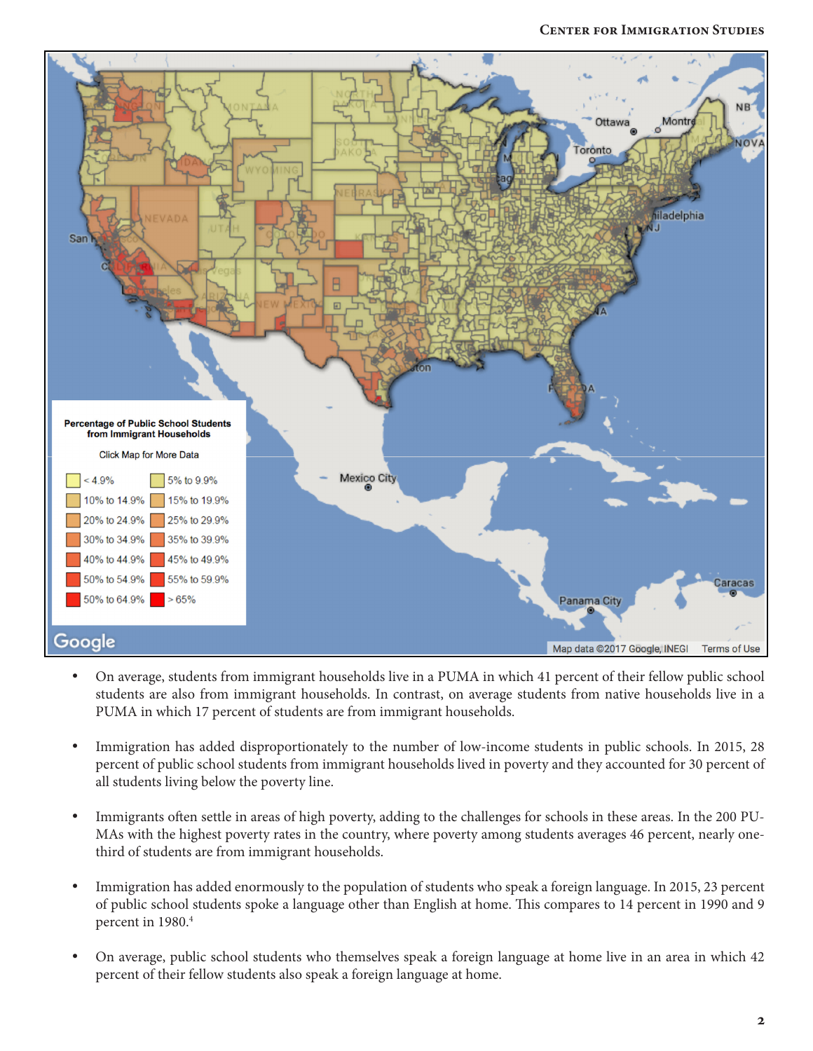- On average, students from immigrant households live in a PUMA in which 41 percent of their fellow public school students are also from immigrant households. In contrast, on average students from native households live in a PUMA in which 17 percent of students are from immigrant households.

- Immigration has added disproportionately to the number of low-income students in public schools. In 2015, 28 percent of public school students from immigrant households lived in poverty and they accounted for 30 percent of all students living below the poverty line.

- Immigrants often settle in areas of high poverty, adding to the challenges for schools in these areas. In the 200 PUMAs with the highest poverty rates in the country, where poverty among students averages 46 percent, nearly one-third of students are from immigrant households.

- Immigration has added enormously to the population of students who speak a foreign language. In 2015, 23 percent of public school students spoke a language other than English at home. This compares to 14 percent in 1990 and 9 percent in 1980.[4]

- On average, public school students who themselves speak a foreign language at home live in an area in which 42 percent of their fellow students also speak a foreign language at home.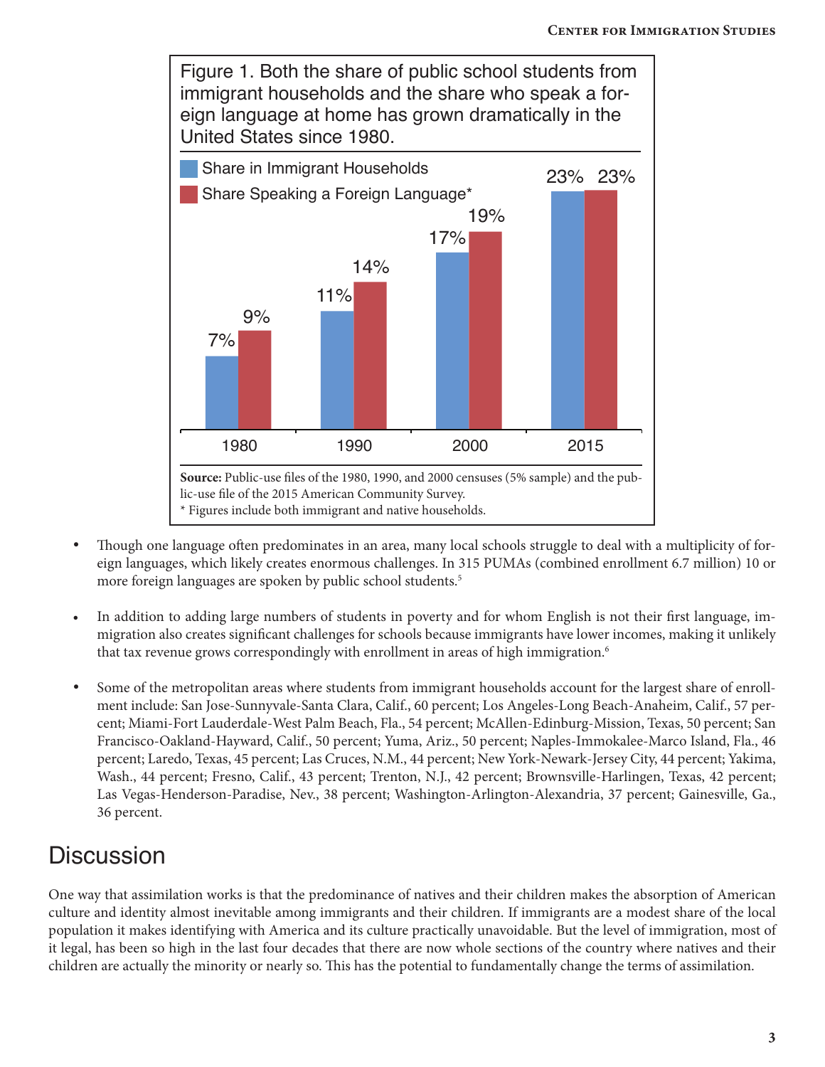Figure 1. Both the share of public school students from immigrant households and the share who speak a foreign language at home has grown dramatically in the United States since 1980.

| | Share in Immigrant Households | Share Speaking a Foreign Language* |
|---|---|---|
| 1980 | 7% | 9% |
| 1990 | 11% | 14% |
| 2000 | 17% | 19% |
| 2015 | 23% | 23% |

**Source:** Public-use files of the 1980, 1990, and 2000 censuses (5% sample) and the public-use file of the 2015 American Community Survey.
* Figures include both immigrant and native households.

- Though one language often predominates in an area, many local schools struggle to deal with a multiplicity of foreign languages, which likely creates enormous challenges. In 315 PUMAs (combined enrollment 6.7 million) 10 or more foreign languages are spoken by public school students.[5]

- In addition to adding large numbers of students in poverty and for whom English is not their first language, immigration also creates significant challenges for schools because immigrants have lower incomes, making it unlikely that tax revenue grows correspondingly with enrollment in areas of high immigration.[6]

- Some of the metropolitan areas where students from immigrant households account for the largest share of enrollment include: San Jose-Sunnyvale-Santa Clara, Calif., 60 percent; Los Angeles-Long Beach-Anaheim, Calif., 57 percent; Miami-Fort Lauderdale-West Palm Beach, Fla., 54 percent; McAllen-Edinburg-Mission, Texas, 50 percent; San Francisco-Oakland-Hayward, Calif., 50 percent; Yuma, Ariz., 50 percent; Naples-Immokalee-Marco Island, Fla., 46 percent; Laredo, Texas, 45 percent; Las Cruces, N.M., 44 percent; New York-Newark-Jersey City, 44 percent; Yakima, Wash., 44 percent; Fresno, Calif., 43 percent; Trenton, N.J., 42 percent; Brownsville-Harlingen, Texas, 42 percent; Las Vegas-Henderson-Paradise, Nev., 38 percent; Washington-Arlington-Alexandria, 37 percent; Gainesville, Ga., 36 percent.

## Discussion

One way that assimilation works is that the predominance of natives and their children makes the absorption of American culture and identity almost inevitable among immigrants and their children. If immigrants are a modest share of the local population it makes identifying with America and its culture practically unavoidable. But the level of immigration, most of it legal, has been so high in the last four decades that there are now whole sections of the country where natives and their children are actually the minority or nearly so. This has the potential to fundamentally change the terms of assimilation.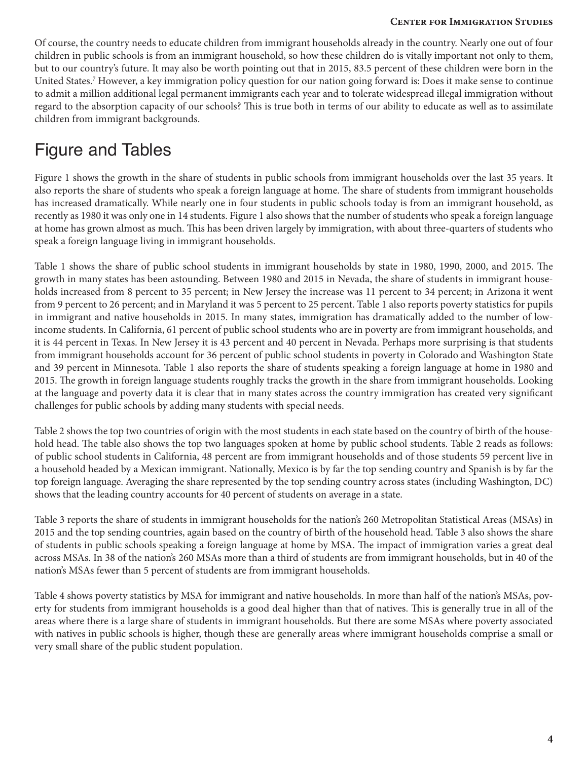Of course, the country needs to educate children from immigrant households already in the country. Nearly one out of four children in public schools is from an immigrant household, so how these children do is vitally important not only to them, but to our country's future. It may also be worth pointing out that in 2015, 83.5 percent of these children were born in the United States.[7] However, a key immigration policy question for our nation going forward is: Does it make sense to continue to admit a million additional legal permanent immigrants each year and to tolerate widespread illegal immigration without regard to the absorption capacity of our schools? This is true both in terms of our ability to educate as well as to assimilate children from immigrant backgrounds.

## Figure and Tables

Figure 1 shows the growth in the share of students in public schools from immigrant households over the last 35 years. It also reports the share of students who speak a foreign language at home. The share of students from immigrant households has increased dramatically. While nearly one in four students in public schools today is from an immigrant household, as recently as 1980 it was only one in 14 students. Figure 1 also shows that the number of students who speak a foreign language at home has grown almost as much. This has been driven largely by immigration, with about three-quarters of students who speak a foreign language living in immigrant households.

Table 1 shows the share of public school students in immigrant households by state in 1980, 1990, 2000, and 2015. The growth in many states has been astounding. Between 1980 and 2015 in Nevada, the share of students in immigrant households increased from 8 percent to 35 percent; in New Jersey the increase was 11 percent to 34 percent; in Arizona it went from 9 percent to 26 percent; and in Maryland it was 5 percent to 25 percent. Table 1 also reports poverty statistics for pupils in immigrant and native households in 2015. In many states, immigration has dramatically added to the number of low-income students. In California, 61 percent of public school students who are in poverty are from immigrant households, and it is 44 percent in Texas. In New Jersey it is 43 percent and 40 percent in Nevada. Perhaps more surprising is that students from immigrant households account for 36 percent of public school students in poverty in Colorado and Washington State and 39 percent in Minnesota. Table 1 also reports the share of students speaking a foreign language at home in 1980 and 2015. The growth in foreign language students roughly tracks the growth in the share from immigrant households. Looking at the language and poverty data it is clear that in many states across the country immigration has created very significant challenges for public schools by adding many students with special needs.

Table 2 shows the top two countries of origin with the most students in each state based on the country of birth of the household head. The table also shows the top two languages spoken at home by public school students. Table 2 reads as follows: of public school students in California, 48 percent are from immigrant households and of those students 59 percent live in a household headed by a Mexican immigrant. Nationally, Mexico is by far the top sending country and Spanish is by far the top foreign language. Averaging the share represented by the top sending country across states (including Washington, DC) shows that the leading country accounts for 40 percent of students on average in a state.

Table 3 reports the share of students in immigrant households for the nation's 260 Metropolitan Statistical Areas (MSAs) in 2015 and the top sending countries, again based on the country of birth of the household head. Table 3 also shows the share of students in public schools speaking a foreign language at home by MSA. The impact of immigration varies a great deal across MSAs. In 38 of the nation's 260 MSAs more than a third of students are from immigrant households, but in 40 of the nation's MSAs fewer than 5 percent of students are from immigrant households.

Table 4 shows poverty statistics by MSA for immigrant and native households. In more than half of the nation's MSAs, poverty for students from immigrant households is a good deal higher than that of natives. This is generally true in all of the areas where there is a large share of students in immigrant households. But there are some MSAs where poverty associated with natives in public schools is higher, though these are generally areas where immigrant households comprise a small or very small share of the public student population.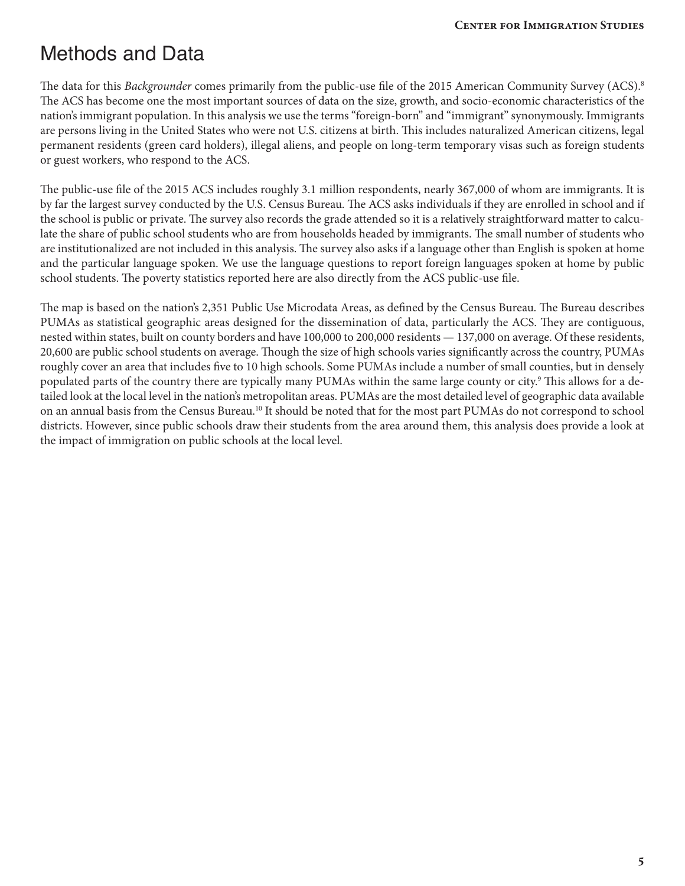## Methods and Data

The data for this *Backgrounder* comes primarily from the public-use file of the 2015 American Community Survey (ACS).[8] The ACS has become one the most important sources of data on the size, growth, and socio-economic characteristics of the nation's immigrant population. In this analysis we use the terms "foreign-born" and "immigrant" synonymously. Immigrants are persons living in the United States who were not U.S. citizens at birth. This includes naturalized American citizens, legal permanent residents (green card holders), illegal aliens, and people on long-term temporary visas such as foreign students or guest workers, who respond to the ACS.

The public-use file of the 2015 ACS includes roughly 3.1 million respondents, nearly 367,000 of whom are immigrants. It is by far the largest survey conducted by the U.S. Census Bureau. The ACS asks individuals if they are enrolled in school and if the school is public or private. The survey also records the grade attended so it is a relatively straightforward matter to calculate the share of public school students who are from households headed by immigrants. The small number of students who are institutionalized are not included in this analysis. The survey also asks if a language other than English is spoken at home and the particular language spoken. We use the language questions to report foreign languages spoken at home by public school students. The poverty statistics reported here are also directly from the ACS public-use file.

The map is based on the nation's 2,351 Public Use Microdata Areas, as defined by the Census Bureau. The Bureau describes PUMAs as statistical geographic areas designed for the dissemination of data, particularly the ACS. They are contiguous, nested within states, built on county borders and have 100,000 to 200,000 residents — 137,000 on average. Of these residents, 20,600 are public school students on average. Though the size of high schools varies significantly across the country, PUMAs roughly cover an area that includes five to 10 high schools. Some PUMAs include a number of small counties, but in densely populated parts of the country there are typically many PUMAs within the same large county or city.[9] This allows for a detailed look at the local level in the nation's metropolitan areas. PUMAs are the most detailed level of geographic data available on an annual basis from the Census Bureau.[10] It should be noted that for the most part PUMAs do not correspond to school districts. However, since public schools draw their students from the area around them, this analysis does provide a look at the impact of immigration on public schools at the local level.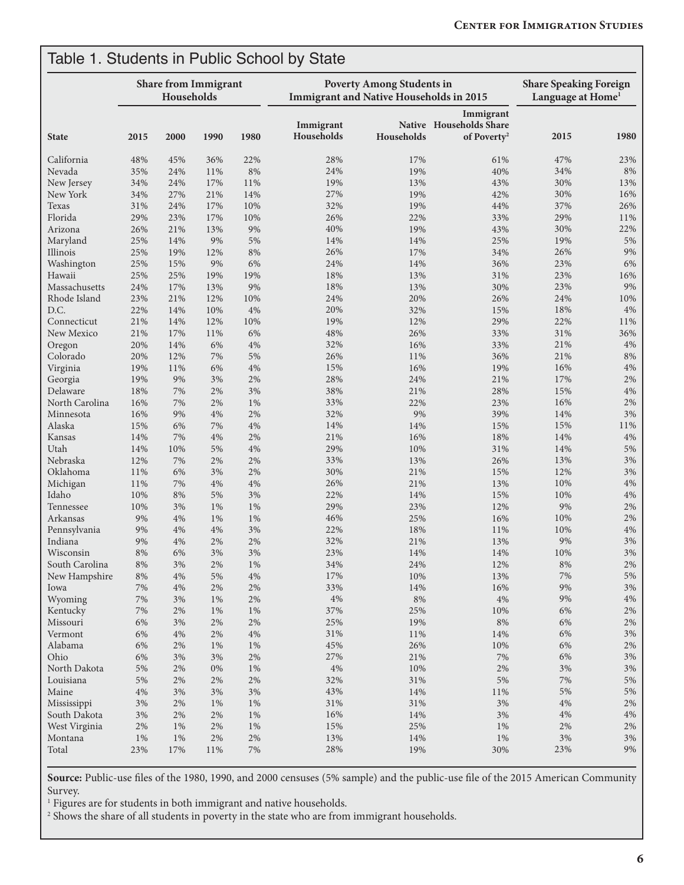## Table 1. Students in Public School by State

| State | Share from Immigrant Households | | | | Poverty Among Students in Immigrant and Native Households in 2015 | | | Share Speaking Foreign Language at Home[1] | |
|---|---|---|---|---|---|---|---|---|---|
| | 2015 | 2000 | 1990 | 1980 | Immigrant Households | Native Households | Immigrant Households Share of Poverty[2] | 2015 | 1980 |
| California | 48% | 45% | 36% | 22% | 28% | 17% | 61% | 47% | 23% |
| Nevada | 35% | 24% | 11% | 8% | 24% | 19% | 40% | 34% | 8% |
| New Jersey | 34% | 24% | 17% | 11% | 19% | 13% | 43% | 30% | 13% |
| New York | 34% | 27% | 21% | 14% | 27% | 19% | 42% | 30% | 16% |
| Texas | 31% | 24% | 17% | 10% | 32% | 19% | 44% | 37% | 26% |
| Florida | 29% | 23% | 17% | 10% | 26% | 22% | 33% | 29% | 11% |
| Arizona | 26% | 21% | 13% | 9% | 40% | 19% | 43% | 30% | 22% |
| Maryland | 25% | 14% | 9% | 5% | 14% | 14% | 25% | 19% | 5% |
| Illinois | 25% | 19% | 12% | 8% | 26% | 17% | 34% | 26% | 9% |
| Washington | 25% | 15% | 9% | 6% | 24% | 14% | 36% | 23% | 6% |
| Hawaii | 25% | 25% | 19% | 19% | 18% | 13% | 31% | 23% | 16% |
| Massachusetts | 24% | 17% | 13% | 9% | 18% | 13% | 30% | 23% | 9% |
| Rhode Island | 23% | 21% | 12% | 10% | 24% | 20% | 26% | 24% | 10% |
| D.C. | 22% | 14% | 10% | 4% | 20% | 32% | 15% | 18% | 4% |
| Connecticut | 21% | 14% | 12% | 10% | 19% | 12% | 29% | 22% | 11% |
| New Mexico | 21% | 17% | 11% | 6% | 48% | 26% | 33% | 31% | 36% |
| Oregon | 20% | 14% | 6% | 4% | 32% | 16% | 33% | 21% | 4% |
| Colorado | 20% | 12% | 7% | 5% | 26% | 11% | 36% | 21% | 8% |
| Virginia | 19% | 11% | 6% | 4% | 15% | 16% | 19% | 16% | 4% |
| Georgia | 19% | 9% | 3% | 2% | 28% | 24% | 21% | 17% | 2% |
| Delaware | 18% | 7% | 2% | 3% | 38% | 21% | 28% | 15% | 4% |
| North Carolina | 16% | 7% | 2% | 1% | 33% | 22% | 23% | 16% | 2% |
| Minnesota | 16% | 9% | 4% | 2% | 32% | 9% | 39% | 14% | 3% |
| Alaska | 15% | 6% | 7% | 4% | 14% | 14% | 15% | 15% | 11% |
| Kansas | 14% | 7% | 4% | 2% | 21% | 16% | 18% | 14% | 4% |
| Utah | 14% | 10% | 5% | 4% | 29% | 10% | 31% | 14% | 5% |
| Nebraska | 12% | 7% | 2% | 2% | 33% | 13% | 26% | 13% | 3% |
| Oklahoma | 11% | 6% | 3% | 2% | 30% | 21% | 15% | 12% | 3% |
| Michigan | 11% | 7% | 4% | 4% | 26% | 21% | 13% | 10% | 4% |
| Idaho | 10% | 8% | 5% | 3% | 22% | 14% | 15% | 10% | 4% |
| Tennessee | 10% | 3% | 1% | 1% | 29% | 23% | 12% | 9% | 2% |
| Arkansas | 9% | 4% | 1% | 1% | 46% | 25% | 16% | 10% | 2% |
| Pennsylvania | 9% | 4% | 4% | 3% | 22% | 18% | 11% | 10% | 4% |
| Indiana | 9% | 4% | 2% | 2% | 32% | 21% | 13% | 9% | 3% |
| Wisconsin | 8% | 6% | 3% | 3% | 23% | 14% | 14% | 10% | 3% |
| South Carolina | 8% | 3% | 2% | 1% | 34% | 24% | 12% | 8% | 2% |
| New Hampshire | 8% | 4% | 5% | 4% | 17% | 10% | 13% | 7% | 5% |
| Iowa | 7% | 4% | 2% | 2% | 33% | 14% | 16% | 9% | 3% |
| Wyoming | 7% | 3% | 1% | 2% | 4% | 8% | 4% | 9% | 4% |
| Kentucky | 7% | 2% | 1% | 1% | 37% | 25% | 10% | 6% | 2% |
| Missouri | 6% | 3% | 2% | 2% | 25% | 19% | 8% | 6% | 2% |
| Vermont | 6% | 4% | 2% | 4% | 31% | 11% | 14% | 6% | 3% |
| Alabama | 6% | 2% | 1% | 1% | 45% | 26% | 10% | 6% | 2% |
| Ohio | 6% | 3% | 3% | 2% | 27% | 21% | 7% | 6% | 3% |
| North Dakota | 5% | 2% | 0% | 1% | 4% | 10% | 2% | 3% | 3% |
| Louisiana | 5% | 2% | 2% | 2% | 32% | 31% | 5% | 7% | 5% |
| Maine | 4% | 3% | 3% | 3% | 43% | 14% | 11% | 5% | 5% |
| Mississippi | 3% | 2% | 1% | 1% | 31% | 31% | 3% | 4% | 2% |
| South Dakota | 3% | 2% | 2% | 1% | 16% | 14% | 3% | 4% | 4% |
| West Virginia | 2% | 1% | 2% | 1% | 15% | 25% | 1% | 2% | 2% |
| Montana | 1% | 1% | 2% | 2% | 13% | 14% | 1% | 3% | 3% |
| Total | 23% | 17% | 11% | 7% | 28% | 19% | 30% | 23% | 9% |

**Source:** Public-use files of the 1980, 1990, and 2000 censuses (5% sample) and the public-use file of the 2015 American Community Survey.

[1] Figures are for students in both immigrant and native households.

[2] Shows the share of all students in poverty in the state who are from immigrant households.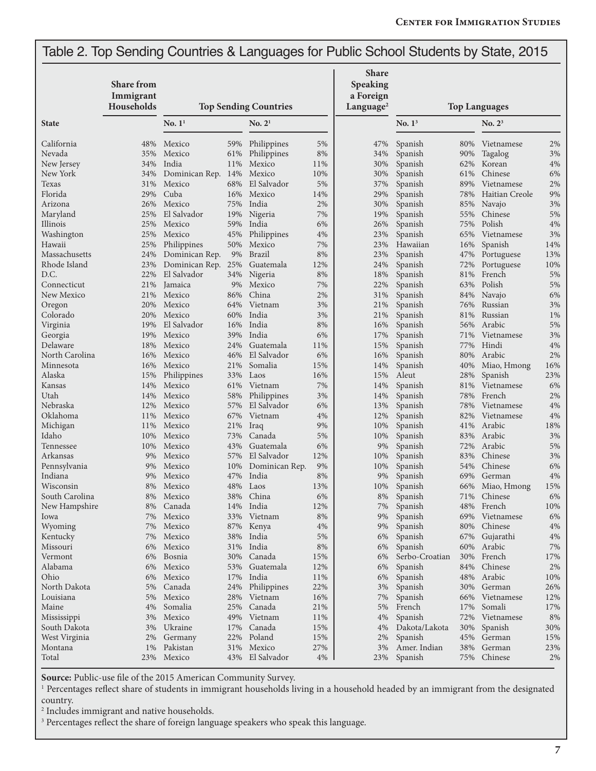## Table 2. Top Sending Countries & Languages for Public School Students by State, 2015

| State | Share from Immigrant Households | Top Sending Countries No. 1[1] | | Top Sending Countries No. 2[1] | | Share Speaking a Foreign Language[2] | Top Languages No. 1[3] | | Top Languages No. 2[3] | |
|---|---|---|---|---|---|---|---|---|---|---|
| California | 48% | Mexico | 59% | Philippines | 5% | 47% | Spanish | 80% | Vietnamese | 2% |
| Nevada | 35% | Mexico | 61% | Philippines | 8% | 34% | Spanish | 90% | Tagalog | 3% |
| New Jersey | 34% | India | 11% | Mexico | 11% | 30% | Spanish | 62% | Korean | 4% |
| New York | 34% | Dominican Rep. | 14% | Mexico | 10% | 30% | Spanish | 61% | Chinese | 6% |
| Texas | 31% | Mexico | 68% | El Salvador | 5% | 37% | Spanish | 89% | Vietnamese | 2% |
| Florida | 29% | Cuba | 16% | Mexico | 14% | 29% | Spanish | 78% | Haitian Creole | 9% |
| Arizona | 26% | Mexico | 75% | India | 2% | 30% | Spanish | 85% | Navajo | 3% |
| Maryland | 25% | El Salvador | 19% | Nigeria | 7% | 19% | Spanish | 55% | Chinese | 5% |
| Illinois | 25% | Mexico | 59% | India | 6% | 26% | Spanish | 75% | Polish | 4% |
| Washington | 25% | Mexico | 45% | Philippines | 4% | 23% | Spanish | 65% | Vietnamese | 3% |
| Hawaii | 25% | Philippines | 50% | Mexico | 7% | 23% | Hawaiian | 16% | Spanish | 14% |
| Massachusetts | 24% | Dominican Rep. | 9% | Brazil | 8% | 23% | Spanish | 47% | Portuguese | 13% |
| Rhode Island | 23% | Dominican Rep. | 25% | Guatemala | 12% | 24% | Spanish | 72% | Portuguese | 10% |
| D.C. | 22% | El Salvador | 34% | Nigeria | 8% | 18% | Spanish | 81% | French | 5% |
| Connecticut | 21% | Jamaica | 9% | Mexico | 7% | 22% | Spanish | 63% | Polish | 5% |
| New Mexico | 21% | Mexico | 86% | China | 2% | 31% | Spanish | 84% | Navajo | 6% |
| Oregon | 20% | Mexico | 64% | Vietnam | 3% | 21% | Spanish | 76% | Russian | 3% |
| Colorado | 20% | Mexico | 60% | India | 3% | 21% | Spanish | 81% | Russian | 1% |
| Virginia | 19% | El Salvador | 16% | India | 8% | 16% | Spanish | 56% | Arabic | 5% |
| Georgia | 19% | Mexico | 39% | India | 6% | 17% | Spanish | 71% | Vietnamese | 3% |
| Delaware | 18% | Mexico | 24% | Guatemala | 11% | 15% | Spanish | 77% | Hindi | 4% |
| North Carolina | 16% | Mexico | 46% | El Salvador | 6% | 16% | Spanish | 80% | Arabic | 2% |
| Minnesota | 16% | Mexico | 21% | Somalia | 15% | 14% | Spanish | 40% | Miao, Hmong | 16% |
| Alaska | 15% | Philippines | 33% | Laos | 16% | 15% | Aleut | 28% | Spanish | 23% |
| Kansas | 14% | Mexico | 61% | Vietnam | 7% | 14% | Spanish | 81% | Vietnamese | 6% |
| Utah | 14% | Mexico | 58% | Philippines | 3% | 14% | Spanish | 78% | French | 2% |
| Nebraska | 12% | Mexico | 57% | El Salvador | 6% | 13% | Spanish | 78% | Vietnamese | 4% |
| Oklahoma | 11% | Mexico | 67% | Vietnam | 4% | 12% | Spanish | 82% | Vietnamese | 4% |
| Michigan | 11% | Mexico | 21% | Iraq | 9% | 10% | Spanish | 41% | Arabic | 18% |
| Idaho | 10% | Mexico | 73% | Canada | 5% | 10% | Spanish | 83% | Arabic | 3% |
| Tennessee | 10% | Mexico | 43% | Guatemala | 6% | 9% | Spanish | 72% | Arabic | 5% |
| Arkansas | 9% | Mexico | 57% | El Salvador | 12% | 10% | Spanish | 83% | Chinese | 3% |
| Pennsylvania | 9% | Mexico | 10% | Dominican Rep. | 9% | 10% | Spanish | 54% | Chinese | 6% |
| Indiana | 9% | Mexico | 47% | India | 8% | 9% | Spanish | 69% | German | 4% |
| Wisconsin | 8% | Mexico | 48% | Laos | 13% | 10% | Spanish | 66% | Miao, Hmong | 15% |
| South Carolina | 8% | Mexico | 38% | China | 6% | 8% | Spanish | 71% | Chinese | 6% |
| New Hampshire | 8% | Canada | 14% | India | 12% | 7% | Spanish | 48% | French | 10% |
| Iowa | 7% | Mexico | 33% | Vietnam | 8% | 9% | Spanish | 69% | Vietnamese | 6% |
| Wyoming | 7% | Mexico | 87% | Kenya | 4% | 9% | Spanish | 80% | Chinese | 4% |
| Kentucky | 7% | Mexico | 38% | India | 5% | 6% | Spanish | 67% | Gujarathi | 4% |
| Missouri | 6% | Mexico | 31% | India | 8% | 6% | Spanish | 60% | Arabic | 7% |
| Vermont | 6% | Bosnia | 30% | Canada | 15% | 6% | Serbo-Croatian | 30% | French | 17% |
| Alabama | 6% | Mexico | 53% | Guatemala | 12% | 6% | Spanish | 84% | Chinese | 2% |
| Ohio | 6% | Mexico | 17% | India | 11% | 6% | Spanish | 48% | Arabic | 10% |
| North Dakota | 5% | Canada | 24% | Philippines | 22% | 3% | Spanish | 30% | German | 26% |
| Louisiana | 5% | Mexico | 28% | Vietnam | 16% | 7% | Spanish | 66% | Vietnamese | 12% |
| Maine | 4% | Somalia | 25% | Canada | 21% | 5% | French | 17% | Somali | 17% |
| Mississippi | 3% | Mexico | 49% | Vietnam | 11% | 4% | Spanish | 72% | Vietnamese | 8% |
| South Dakota | 3% | Ukraine | 17% | Canada | 15% | 4% | Dakota/Lakota | 30% | Spanish | 30% |
| West Virginia | 2% | Germany | 22% | Poland | 15% | 2% | Spanish | 45% | German | 15% |
| Montana | 1% | Pakistan | 31% | Mexico | 27% | 3% | Amer. Indian | 38% | German | 23% |
| Total | 23% | Mexico | 43% | El Salvador | 4% | 23% | Spanish | 75% | Chinese | 2% |

**Source:** Public-use file of the 2015 American Community Survey.

[1] Percentages reflect share of students in immigrant households living in a household headed by an immigrant from the designated country.

[2] Includes immigrant and native households.

[3] Percentages reflect the share of foreign language speakers who speak this language.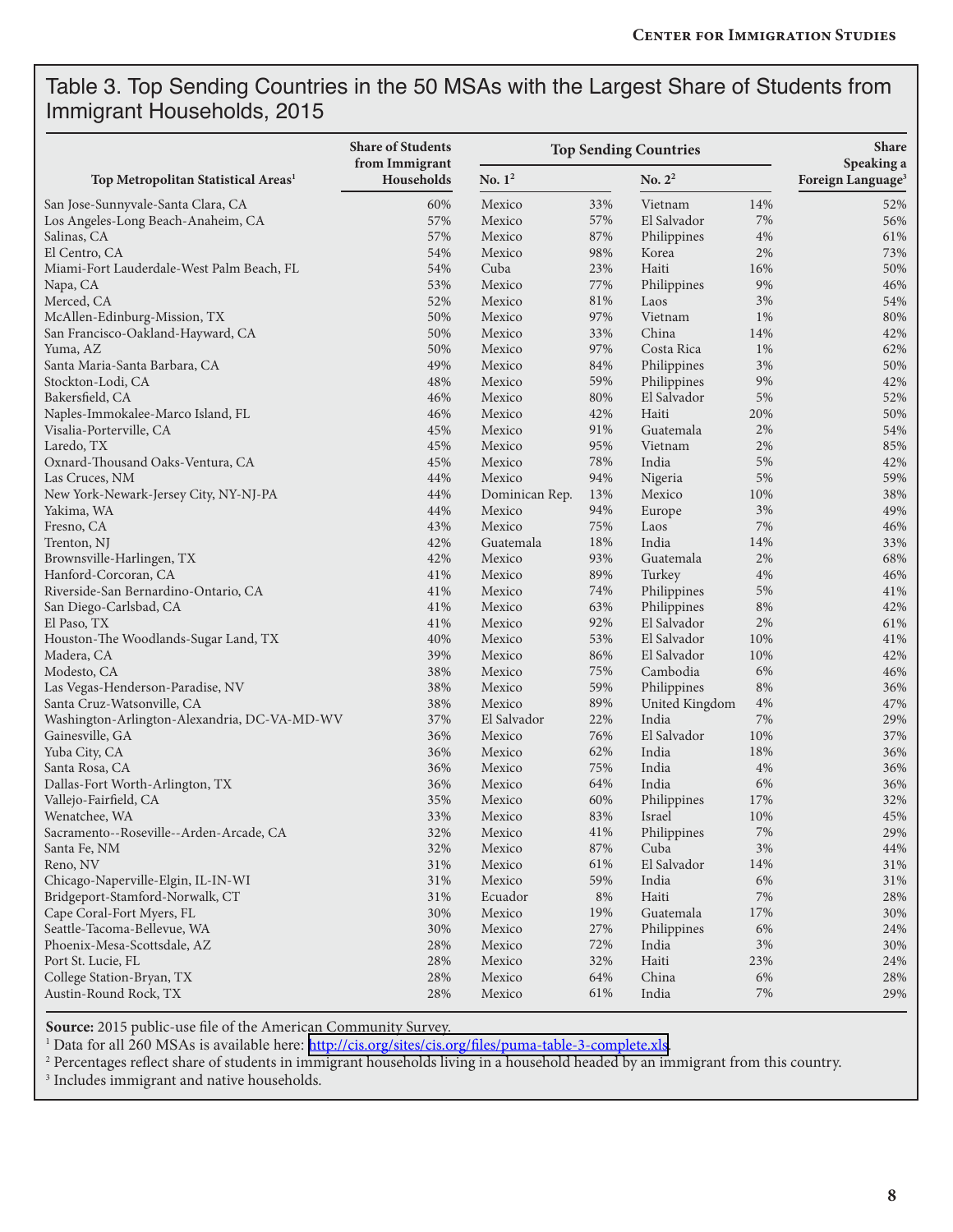# Table 3. Top Sending Countries in the 50 MSAs with the Largest Share of Students from Immigrant Households, 2015

| Top Metropolitan Statistical Areas[1] | Share of Students from Immigrant Households | Top Sending Countries | | | | Share Speaking a Foreign Language[3] |
|---|---|---|---|---|---|---|
| | | No. 1[2] | | No. 2[2] | | |
| San Jose-Sunnyvale-Santa Clara, CA | 60% | Mexico | 33% | Vietnam | 14% | 52% |
| Los Angeles-Long Beach-Anaheim, CA | 57% | Mexico | 57% | El Salvador | 7% | 56% |
| Salinas, CA | 57% | Mexico | 87% | Philippines | 4% | 61% |
| El Centro, CA | 54% | Mexico | 98% | Korea | 2% | 73% |
| Miami-Fort Lauderdale-West Palm Beach, FL | 54% | Cuba | 23% | Haiti | 16% | 50% |
| Napa, CA | 53% | Mexico | 77% | Philippines | 9% | 46% |
| Merced, CA | 52% | Mexico | 81% | Laos | 3% | 54% |
| McAllen-Edinburg-Mission, TX | 50% | Mexico | 97% | Vietnam | 1% | 80% |
| San Francisco-Oakland-Hayward, CA | 50% | Mexico | 33% | China | 14% | 42% |
| Yuma, AZ | 50% | Mexico | 97% | Costa Rica | 1% | 62% |
| Santa Maria-Santa Barbara, CA | 49% | Mexico | 84% | Philippines | 3% | 50% |
| Stockton-Lodi, CA | 48% | Mexico | 59% | Philippines | 9% | 42% |
| Bakersfield, CA | 46% | Mexico | 80% | El Salvador | 5% | 52% |
| Naples-Immokalee-Marco Island, FL | 46% | Mexico | 42% | Haiti | 20% | 50% |
| Visalia-Porterville, CA | 45% | Mexico | 91% | Guatemala | 2% | 54% |
| Laredo, TX | 45% | Mexico | 95% | Vietnam | 2% | 85% |
| Oxnard-Thousand Oaks-Ventura, CA | 45% | Mexico | 78% | India | 5% | 42% |
| Las Cruces, NM | 44% | Mexico | 94% | Nigeria | 5% | 59% |
| New York-Newark-Jersey City, NY-NJ-PA | 44% | Dominican Rep. | 13% | Mexico | 10% | 38% |
| Yakima, WA | 44% | Mexico | 94% | Europe | 3% | 49% |
| Fresno, CA | 43% | Mexico | 75% | Laos | 7% | 46% |
| Trenton, NJ | 42% | Guatemala | 18% | India | 14% | 33% |
| Brownsville-Harlingen, TX | 42% | Mexico | 93% | Guatemala | 2% | 68% |
| Hanford-Corcoran, CA | 41% | Mexico | 89% | Turkey | 4% | 46% |
| Riverside-San Bernardino-Ontario, CA | 41% | Mexico | 74% | Philippines | 5% | 41% |
| San Diego-Carlsbad, CA | 41% | Mexico | 63% | Philippines | 8% | 42% |
| El Paso, TX | 41% | Mexico | 92% | El Salvador | 2% | 61% |
| Houston-The Woodlands-Sugar Land, TX | 40% | Mexico | 53% | El Salvador | 10% | 41% |
| Madera, CA | 39% | Mexico | 86% | El Salvador | 10% | 42% |
| Modesto, CA | 38% | Mexico | 75% | Cambodia | 6% | 46% |
| Las Vegas-Henderson-Paradise, NV | 38% | Mexico | 59% | Philippines | 8% | 36% |
| Santa Cruz-Watsonville, CA | 38% | Mexico | 89% | United Kingdom | 4% | 47% |
| Washington-Arlington-Alexandria, DC-VA-MD-WV | 37% | El Salvador | 22% | India | 7% | 29% |
| Gainesville, GA | 36% | Mexico | 76% | El Salvador | 10% | 37% |
| Yuba City, CA | 36% | Mexico | 62% | India | 18% | 36% |
| Santa Rosa, CA | 36% | Mexico | 75% | India | 4% | 36% |
| Dallas-Fort Worth-Arlington, TX | 36% | Mexico | 64% | India | 6% | 36% |
| Vallejo-Fairfield, CA | 35% | Mexico | 60% | Philippines | 17% | 32% |
| Wenatchee, WA | 33% | Mexico | 83% | Israel | 10% | 45% |
| Sacramento--Roseville--Arden-Arcade, CA | 32% | Mexico | 41% | Philippines | 7% | 29% |
| Santa Fe, NM | 32% | Mexico | 87% | Cuba | 3% | 44% |
| Reno, NV | 31% | Mexico | 61% | El Salvador | 14% | 31% |
| Chicago-Naperville-Elgin, IL-IN-WI | 31% | Mexico | 59% | India | 6% | 31% |
| Bridgeport-Stamford-Norwalk, CT | 31% | Ecuador | 8% | Haiti | 7% | 28% |
| Cape Coral-Fort Myers, FL | 30% | Mexico | 19% | Guatemala | 17% | 30% |
| Seattle-Tacoma-Bellevue, WA | 30% | Mexico | 27% | Philippines | 6% | 24% |
| Phoenix-Mesa-Scottsdale, AZ | 28% | Mexico | 72% | India | 3% | 30% |
| Port St. Lucie, FL | 28% | Mexico | 32% | Haiti | 23% | 24% |
| College Station-Bryan, TX | 28% | Mexico | 64% | China | 6% | 28% |
| Austin-Round Rock, TX | 28% | Mexico | 61% | India | 7% | 29% |

**Source:** 2015 public-use file of the American Community Survey.

[1] Data for all 260 MSAs is available here: http://cis.org/sites/cis.org/files/puma-table-3-complete.xls.

[2] Percentages reflect share of students in immigrant households living in a household headed by an immigrant from this country.

[3] Includes immigrant and native households.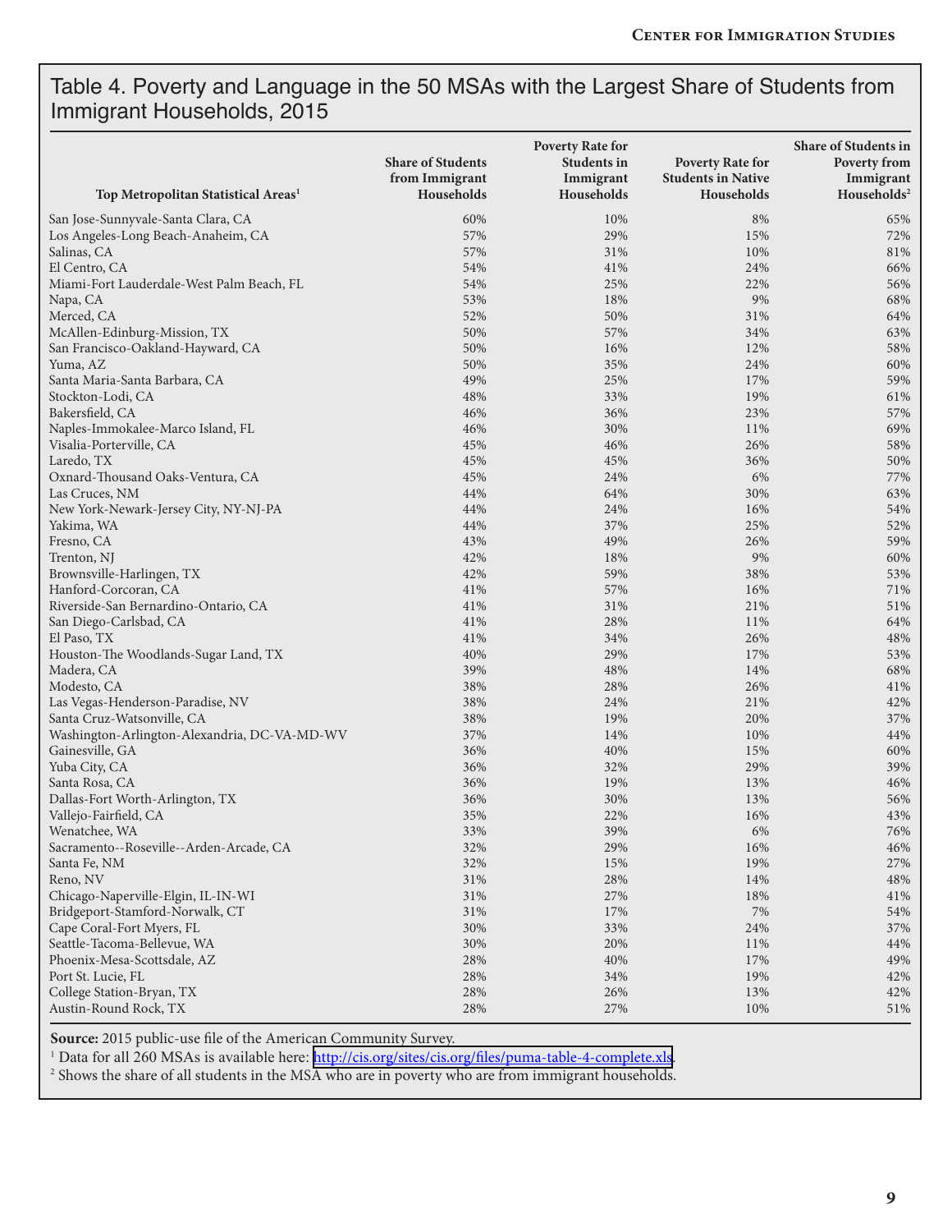# Table 4. Poverty and Language in the 50 MSAs with the Largest Share of Students from Immigrant Households, 2015

| Top Metropolitan Statistical Areas[1] | Share of Students from Immigrant Households | Poverty Rate for Students in Immigrant Households | Poverty Rate for Students in Native Households | Share of Students in Poverty from Immigrant Households[2] |
|---|---|---|---|---|
| San Jose-Sunnyvale-Santa Clara, CA | 60% | 10% | 8% | 65% |
| Los Angeles-Long Beach-Anaheim, CA | 57% | 29% | 15% | 72% |
| Salinas, CA | 57% | 31% | 10% | 81% |
| El Centro, CA | 54% | 41% | 24% | 66% |
| Miami-Fort Lauderdale-West Palm Beach, FL | 54% | 25% | 22% | 56% |
| Napa, CA | 53% | 18% | 9% | 68% |
| Merced, CA | 52% | 50% | 31% | 64% |
| McAllen-Edinburg-Mission, TX | 50% | 57% | 34% | 63% |
| San Francisco-Oakland-Hayward, CA | 50% | 16% | 12% | 58% |
| Yuma, AZ | 50% | 35% | 24% | 60% |
| Santa Maria-Santa Barbara, CA | 49% | 25% | 17% | 59% |
| Stockton-Lodi, CA | 48% | 33% | 19% | 61% |
| Bakersfield, CA | 46% | 36% | 23% | 57% |
| Naples-Immokalee-Marco Island, FL | 46% | 30% | 11% | 69% |
| Visalia-Porterville, CA | 45% | 46% | 26% | 58% |
| Laredo, TX | 45% | 45% | 36% | 50% |
| Oxnard-Thousand Oaks-Ventura, CA | 45% | 24% | 6% | 77% |
| Las Cruces, NM | 44% | 64% | 30% | 63% |
| New York-Newark-Jersey City, NY-NJ-PA | 44% | 24% | 16% | 54% |
| Yakima, WA | 44% | 37% | 25% | 52% |
| Fresno, CA | 43% | 49% | 26% | 59% |
| Trenton, NJ | 42% | 18% | 9% | 60% |
| Brownsville-Harlingen, TX | 42% | 59% | 38% | 53% |
| Hanford-Corcoran, CA | 41% | 57% | 16% | 71% |
| Riverside-San Bernardino-Ontario, CA | 41% | 31% | 21% | 51% |
| San Diego-Carlsbad, CA | 41% | 28% | 11% | 64% |
| El Paso, TX | 41% | 34% | 26% | 48% |
| Houston-The Woodlands-Sugar Land, TX | 40% | 29% | 17% | 53% |
| Madera, CA | 39% | 48% | 14% | 68% |
| Modesto, CA | 38% | 28% | 26% | 41% |
| Las Vegas-Henderson-Paradise, NV | 38% | 24% | 21% | 42% |
| Santa Cruz-Watsonville, CA | 38% | 19% | 20% | 37% |
| Washington-Arlington-Alexandria, DC-VA-MD-WV | 37% | 14% | 10% | 44% |
| Gainesville, GA | 36% | 40% | 15% | 60% |
| Yuba City, CA | 36% | 32% | 29% | 39% |
| Santa Rosa, CA | 36% | 19% | 13% | 46% |
| Dallas-Fort Worth-Arlington, TX | 36% | 30% | 13% | 56% |
| Vallejo-Fairfield, CA | 35% | 22% | 16% | 43% |
| Wenatchee, WA | 33% | 39% | 6% | 76% |
| Sacramento--Roseville--Arden-Arcade, CA | 32% | 29% | 16% | 46% |
| Santa Fe, NM | 32% | 15% | 19% | 27% |
| Reno, NV | 31% | 28% | 14% | 48% |
| Chicago-Naperville-Elgin, IL-IN-WI | 31% | 27% | 18% | 41% |
| Bridgeport-Stamford-Norwalk, CT | 31% | 17% | 7% | 54% |
| Cape Coral-Fort Myers, FL | 30% | 33% | 24% | 37% |
| Seattle-Tacoma-Bellevue, WA | 30% | 20% | 11% | 44% |
| Phoenix-Mesa-Scottsdale, AZ | 28% | 40% | 17% | 49% |
| Port St. Lucie, FL | 28% | 34% | 19% | 42% |
| College Station-Bryan, TX | 28% | 26% | 13% | 42% |
| Austin-Round Rock, TX | 28% | 27% | 10% | 51% |

**Source:** 2015 public-use file of the American Community Survey.

[1] Data for all 260 MSAs is available here: http://cis.org/sites/cis.org/files/puma-table-4-complete.xls.

[2] Shows the share of all students in the MSA who are in poverty who are from immigrant households.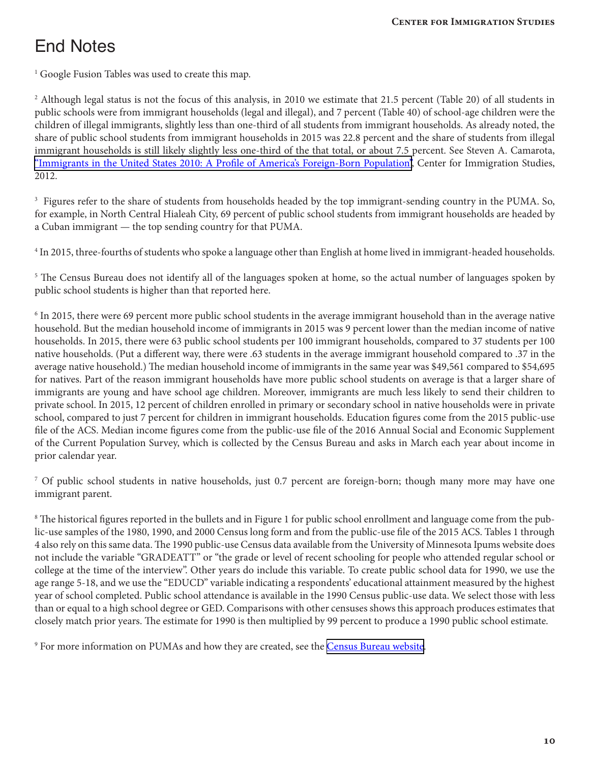# End Notes

[1] Google Fusion Tables was used to create this map.

[2] Although legal status is not the focus of this analysis, in 2010 we estimate that 21.5 percent (Table 20) of all students in public schools were from immigrant households (legal and illegal), and 7 percent (Table 40) of school-age children were the children of illegal immigrants, slightly less than one-third of all students from immigrant households. As already noted, the share of public school students from immigrant households in 2015 was 22.8 percent and the share of students from illegal immigrant households is still likely slightly less one-third of the that total, or about 7.5 percent. See Steven A. Camarota, "Immigrants in the United States 2010: A Profile of America's Foreign-Born Population", Center for Immigration Studies, 2012.

[3] Figures refer to the share of students from households headed by the top immigrant-sending country in the PUMA. So, for example, in North Central Hialeah City, 69 percent of public school students from immigrant households are headed by a Cuban immigrant — the top sending country for that PUMA.

[4] In 2015, three-fourths of students who spoke a language other than English at home lived in immigrant-headed households.

[5] The Census Bureau does not identify all of the languages spoken at home, so the actual number of languages spoken by public school students is higher than that reported here.

[6] In 2015, there were 69 percent more public school students in the average immigrant household than in the average native household. But the median household income of immigrants in 2015 was 9 percent lower than the median income of native households. In 2015, there were 63 public school students per 100 immigrant households, compared to 37 students per 100 native households. (Put a different way, there were .63 students in the average immigrant household compared to .37 in the average native household.) The median household income of immigrants in the same year was $49,561 compared to $54,695 for natives. Part of the reason immigrant households have more public school students on average is that a larger share of immigrants are young and have school age children. Moreover, immigrants are much less likely to send their children to private school. In 2015, 12 percent of children enrolled in primary or secondary school in native households were in private school, compared to just 7 percent for children in immigrant households. Education figures come from the 2015 public-use file of the ACS. Median income figures come from the public-use file of the 2016 Annual Social and Economic Supplement of the Current Population Survey, which is collected by the Census Bureau and asks in March each year about income in prior calendar year.

[7] Of public school students in native households, just 0.7 percent are foreign-born; though many more may have one immigrant parent.

[8] The historical figures reported in the bullets and in Figure 1 for public school enrollment and language come from the public-use samples of the 1980, 1990, and 2000 Census long form and from the public-use file of the 2015 ACS. Tables 1 through 4 also rely on this same data. The 1990 public-use Census data available from the University of Minnesota Ipums website does not include the variable "GRADEATT" or "the grade or level of recent schooling for people who attended regular school or college at the time of the interview". Other years do include this variable. To create public school data for 1990, we use the age range 5-18, and we use the "EDUCD" variable indicating a respondents' educational attainment measured by the highest year of school completed. Public school attendance is available in the 1990 Census public-use data. We select those with less than or equal to a high school degree or GED. Comparisons with other censuses shows this approach produces estimates that closely match prior years. The estimate for 1990 is then multiplied by 99 percent to produce a 1990 public school estimate.

[9] For more information on PUMAs and how they are created, see the Census Bureau website.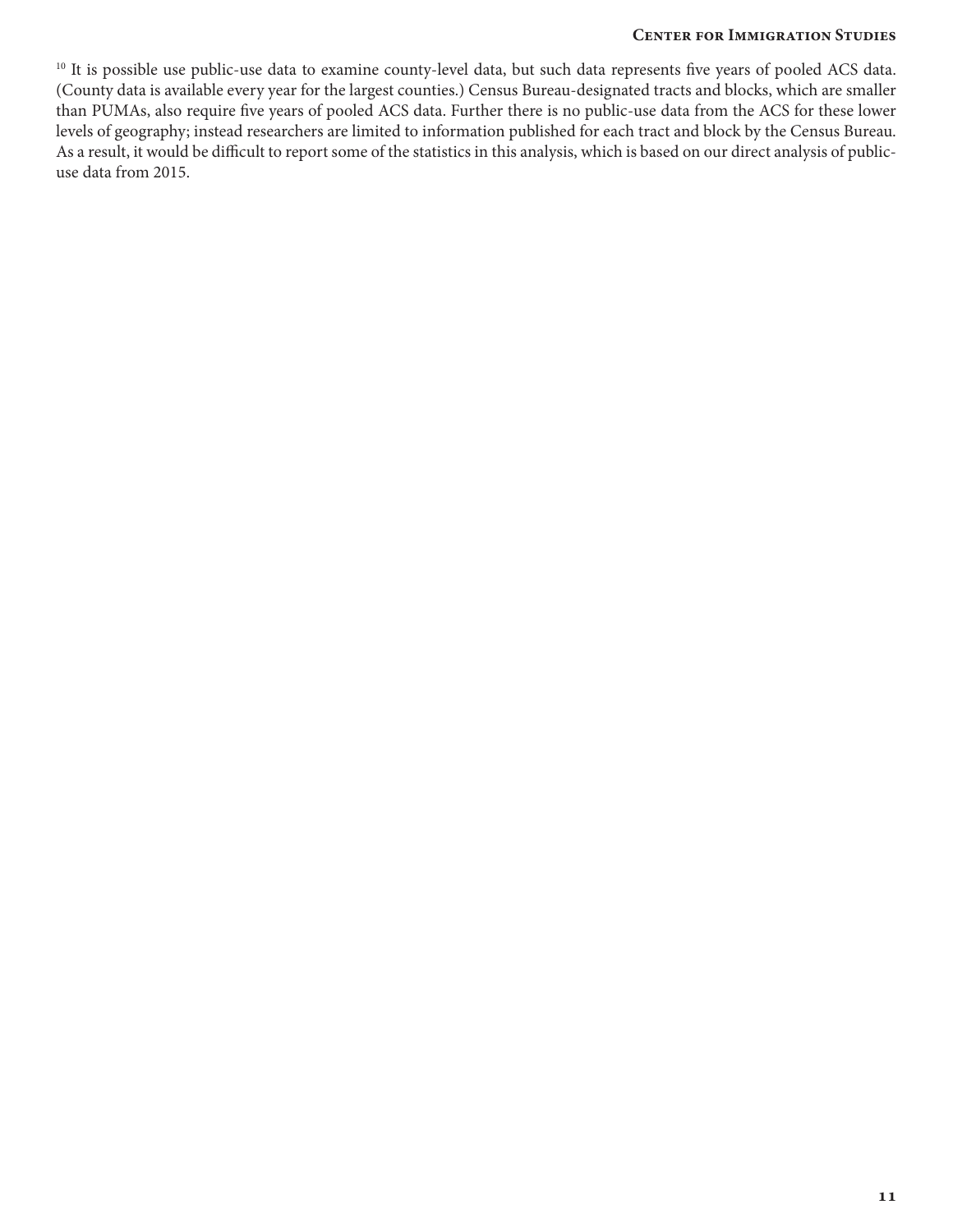[10] It is possible use public-use data to examine county-level data, but such data represents five years of pooled ACS data. (County data is available every year for the largest counties.) Census Bureau-designated tracts and blocks, which are smaller than PUMAs, also require five years of pooled ACS data. Further there is no public-use data from the ACS for these lower levels of geography; instead researchers are limited to information published for each tract and block by the Census Bureau. As a result, it would be difficult to report some of the statistics in this analysis, which is based on our direct analysis of public-use data from 2015.